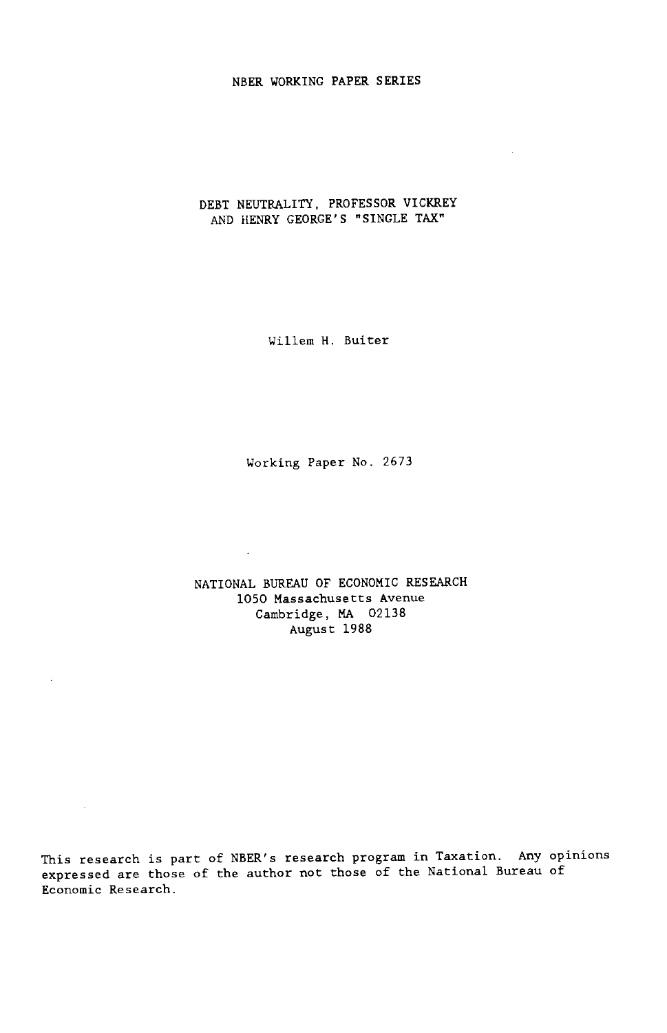NBER WORKING PAPER SERIES

# DEBT NEUTRALITY, PROFESSOR VICKREY AND HENRY GEORGE'S "SINGLE TAX"

Willem H. Buiter

Working Paper No. 2673

NATIONAL BUREAU OF ECONOMIC RESEARCH
1050 Massachusetts Avenue
Cambridge, MA 02138
August 1988

This research is part of NBER's research program in Taxation. Any opinions expressed are those of the author not those of the National Bureau of Economic Research.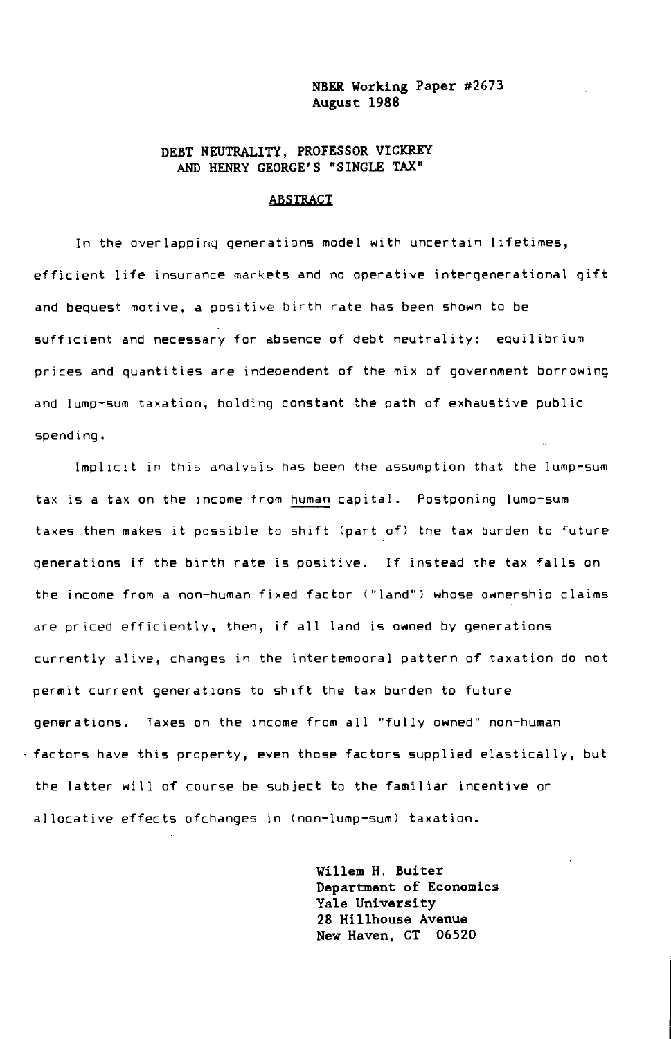NBER Working Paper #2673
August 1988

DEBT NEUTRALITY, PROFESSOR VICKREY AND HENRY GEORGE'S "SINGLE TAX"

## ABSTRACT

In the overlapping generations model with uncertain lifetimes, efficient life insurance markets and no operative intergenerational gift and bequest motive, a positive birth rate has been shown to be sufficient and necessary for absence of debt neutrality: equilibrium prices and quantities are independent of the mix of government borrowing and lump-sum taxation, holding constant the path of exhaustive public spending.

Implicit in this analysis has been the assumption that the lump-sum tax is a tax on the income from human capital. Postponing lump-sum taxes then makes it possible to shift (part of) the tax burden to future generations if the birth rate is positive. If instead the tax falls on the income from a non-human fixed factor ("land") whose ownership claims are priced efficiently, then, if all land is owned by generations currently alive, changes in the intertemporal pattern of taxation do not permit current generations to shift the tax burden to future generations. Taxes on the income from all "fully owned" non-human factors have this property, even those factors supplied elastically, but the latter will of course be subject to the familiar incentive or allocative effects ofchanges in (non-lump-sum) taxation.

Willem H. Buiter
Department of Economics
Yale University
28 Hillhouse Avenue
New Haven, CT 06520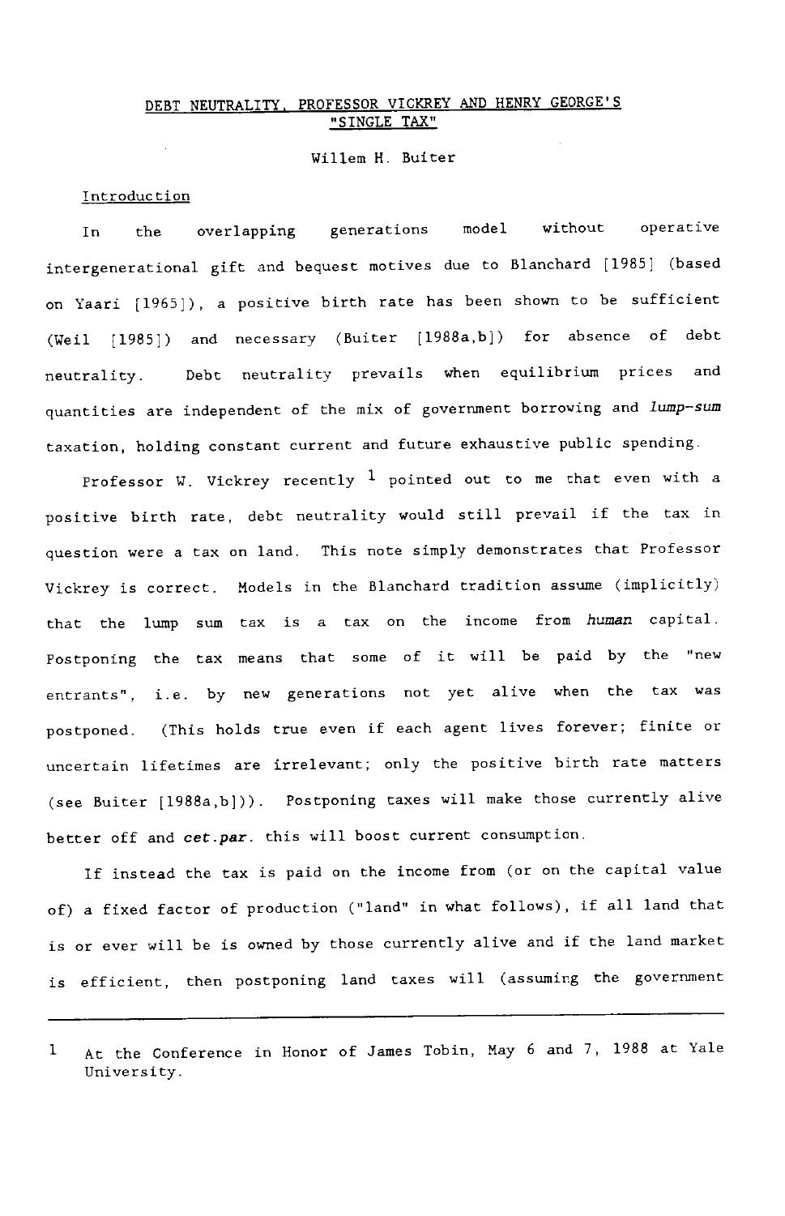# DEBT NEUTRALITY, PROFESSOR VICKREY AND HENRY GEORGE'S "SINGLE TAX"

Willem H. Buiter

## Introduction

In the overlapping generations model without operative intergenerational gift and bequest motives due to Blanchard [1985] (based on Yaari [1965]), a positive birth rate has been shown to be sufficient (Weil [1985]) and necessary (Buiter [1988a,b]) for absence of debt neutrality. Debt neutrality prevails when equilibrium prices and quantities are independent of the mix of government borrowing and *lump-sum* taxation, holding constant current and future exhaustive public spending.

Professor W. Vickrey recently [1] pointed out to me that even with a positive birth rate, debt neutrality would still prevail if the tax in question were a tax on land. This note simply demonstrates that Professor Vickrey is correct. Models in the Blanchard tradition assume (implicitly) that the lump sum tax is a tax on the income from *human* capital. Postponing the tax means that some of it will be paid by the "new entrants", i.e. by new generations not yet alive when the tax was postponed. (This holds true even if each agent lives forever; finite or uncertain lifetimes are irrelevant; only the positive birth rate matters (see Buiter [1988a,b])). Postponing taxes will make those currently alive better off and *cet.par.* this will boost current consumption.

If instead the tax is paid on the income from (or on the capital value of) a fixed factor of production ("land" in what follows), if all land that is or ever will be is owned by those currently alive and if the land market is efficient, then postponing land taxes will (assuming the government

---

[1] At the Conference in Honor of James Tobin, May 6 and 7, 1988 at Yale University.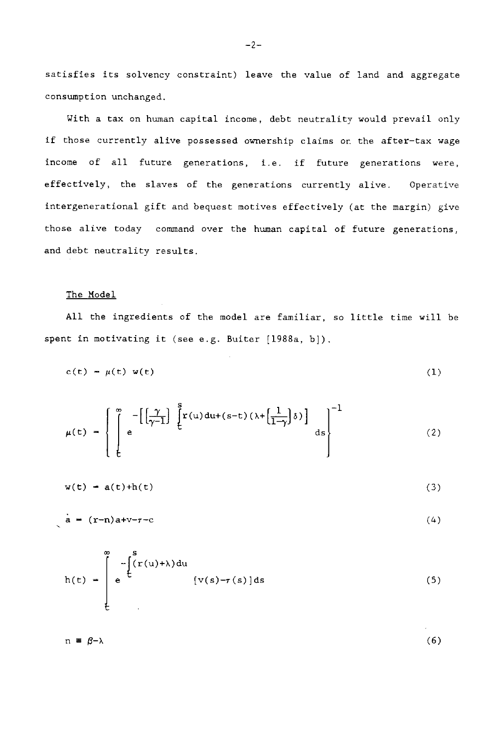satisfies its solvency constraint) leave the value of land and aggregate consumption unchanged.

With a tax on human capital income, debt neutrality would prevail only if those currently alive possessed ownership claims on the after-tax wage income of all future generations, i.e. if future generations were, effectively, the slaves of the generations currently alive. Operative intergenerational gift and bequest motives effectively (at the margin) give those alive today command over the human capital of future generations, and debt neutrality results.

## The Model

All the ingredients of the model are familiar, so little time will be spent in motivating it (see e.g. Buiter [1988a, b]).

$$c(t) = \mu(t)\, w(t) \tag{1}$$

$$\mu(t) = \left\{ \int_t^{\infty} e^{-\left[\left[\frac{\gamma}{\gamma-1}\right] \int_t^s r(u)du + (s-t)\left(\lambda + \left[\frac{1}{1-\gamma}\right]\delta\right)\right]} ds \right\}^{-1} \tag{2}$$

$$w(t) = a(t) + h(t) \tag{3}$$

$$\dot{a} = (r-n)a + v - \tau - c \tag{4}$$

$$h(t) = \int_t^{\infty} e^{-\int_t^s (r(u)+\lambda)du} [v(s) - \tau(s)]ds \tag{5}$$

$$n \equiv \beta - \lambda \tag{6}$$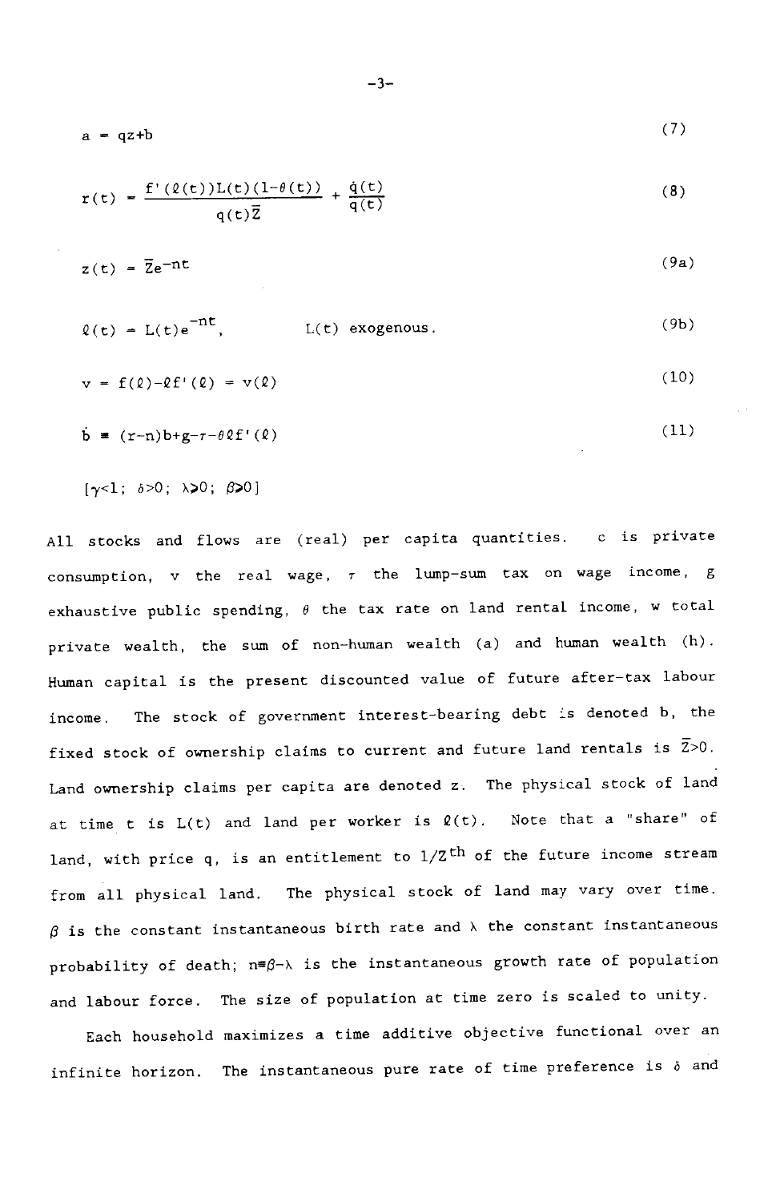$$a = qz+b \tag{7}$$

$$r(t) = \frac{f'(\ell(t))L(t)(1-\theta(t))}{q(t)\bar{Z}} + \frac{\dot{q}(t)}{q(t)} \tag{8}$$

$$z(t) = \bar{Z}e^{-nt} \tag{9a}$$

$$\ell(t) = L(t)e^{-nt}, \qquad L(t) \text{ exogenous.} \tag{9b}$$

$$v = f(\ell)-\ell f'(\ell) = v(\ell) \tag{10}$$

$$\dot{b} \equiv (r-n)b+g-\tau-\theta\ell f'(\ell) \tag{11}$$

$[\gamma<1;\ \delta>0;\ \lambda\geq 0;\ \beta\geq 0]$

All stocks and flows are (real) per capita quantities. $c$ is private consumption, $v$ the real wage, $\tau$ the lump-sum tax on wage income, $g$ exhaustive public spending, $\theta$ the tax rate on land rental income, $w$ total private wealth, the sum of non-human wealth ($a$) and human wealth ($h$). Human capital is the present discounted value of future after-tax labour income. The stock of government interest-bearing debt is denoted $b$, the fixed stock of ownership claims to current and future land rentals is $\bar{Z}>0$. Land ownership claims per capita are denoted $z$. The physical stock of land at time $t$ is $L(t)$ and land per worker is $\ell(t)$. Note that a "share" of land, with price $q$, is an entitlement to $1/Z^{th}$ of the future income stream from all physical land. The physical stock of land may vary over time. $\beta$ is the constant instantaneous birth rate and $\lambda$ the constant instantaneous probability of death; $n\equiv\beta-\lambda$ is the instantaneous growth rate of population and labour force. The size of population at time zero is scaled to unity.

Each household maximizes a time additive objective functional over an infinite horizon. The instantaneous pure rate of time preference is $\delta$ and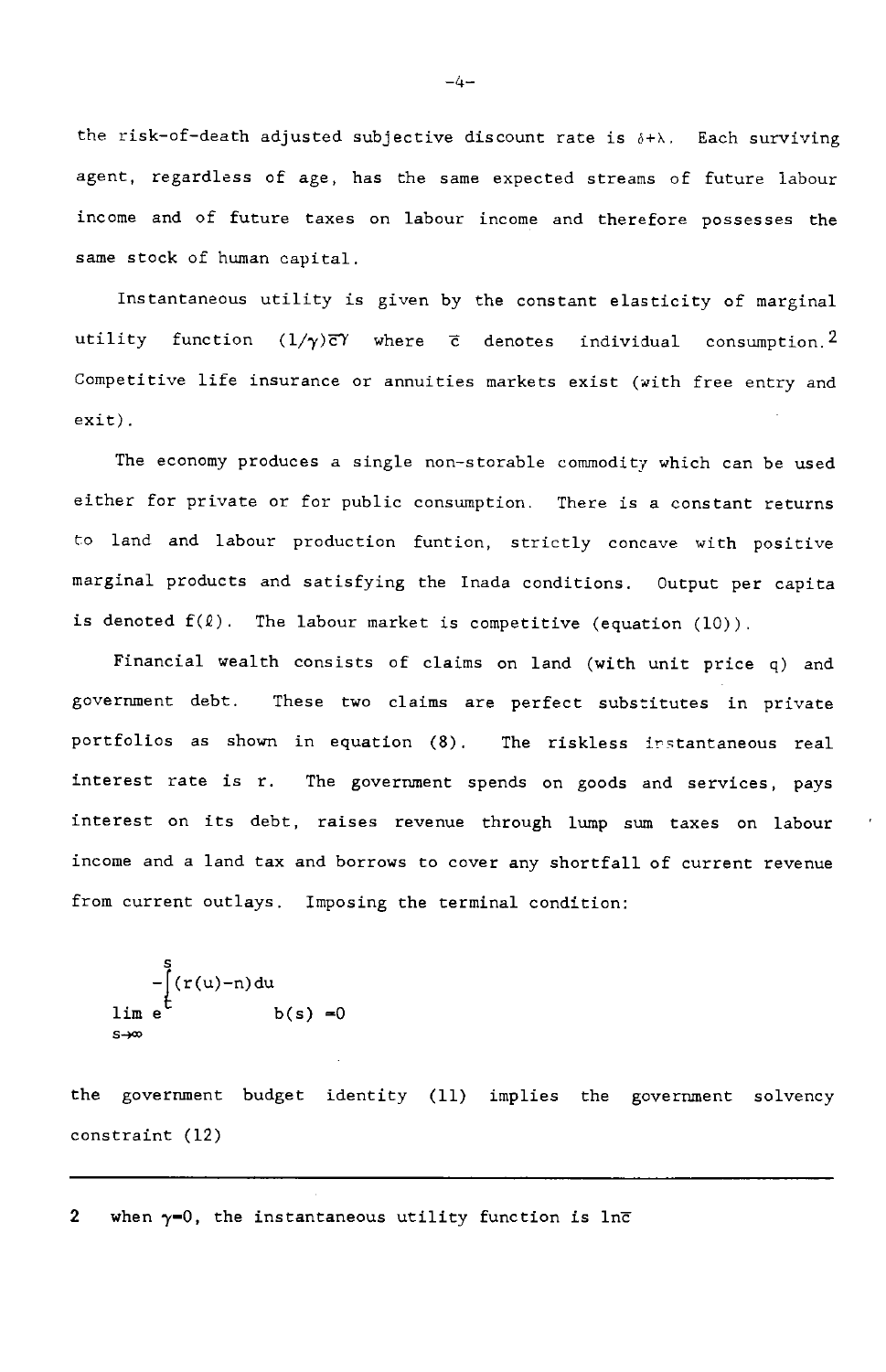the risk-of-death adjusted subjective discount rate is $\delta+\lambda$. Each surviving agent, regardless of age, has the same expected streams of future labour income and of future taxes on labour income and therefore possesses the same stock of human capital.

Instantaneous utility is given by the constant elasticity of marginal utility function $(1/\gamma)\bar{c}^{\gamma}$ where $\bar{c}$ denotes individual consumption.[2] Competitive life insurance or annuities markets exist (with free entry and exit).

The economy produces a single non-storable commodity which can be used either for private or for public consumption. There is a constant returns to land and labour production funtion, strictly concave with positive marginal products and satisfying the Inada conditions. Output per capita is denoted $f(\ell)$. The labour market is competitive (equation (10)).

Financial wealth consists of claims on land (with unit price q) and government debt. These two claims are perfect substitutes in private portfolios as shown in equation (8). The riskless instantaneous real interest rate is r. The government spends on goods and services, pays interest on its debt, raises revenue through lump sum taxes on labour income and a land tax and borrows to cover any shortfall of current revenue from current outlays. Imposing the terminal condition:

$$\lim_{s\to\infty} e^{-\int_t^s (r(u)-n)du} b(s) = 0$$

the government budget identity (11) implies the government solvency constraint (12)

---

2 when $\gamma=0$, the instantaneous utility function is $\ln\bar{c}$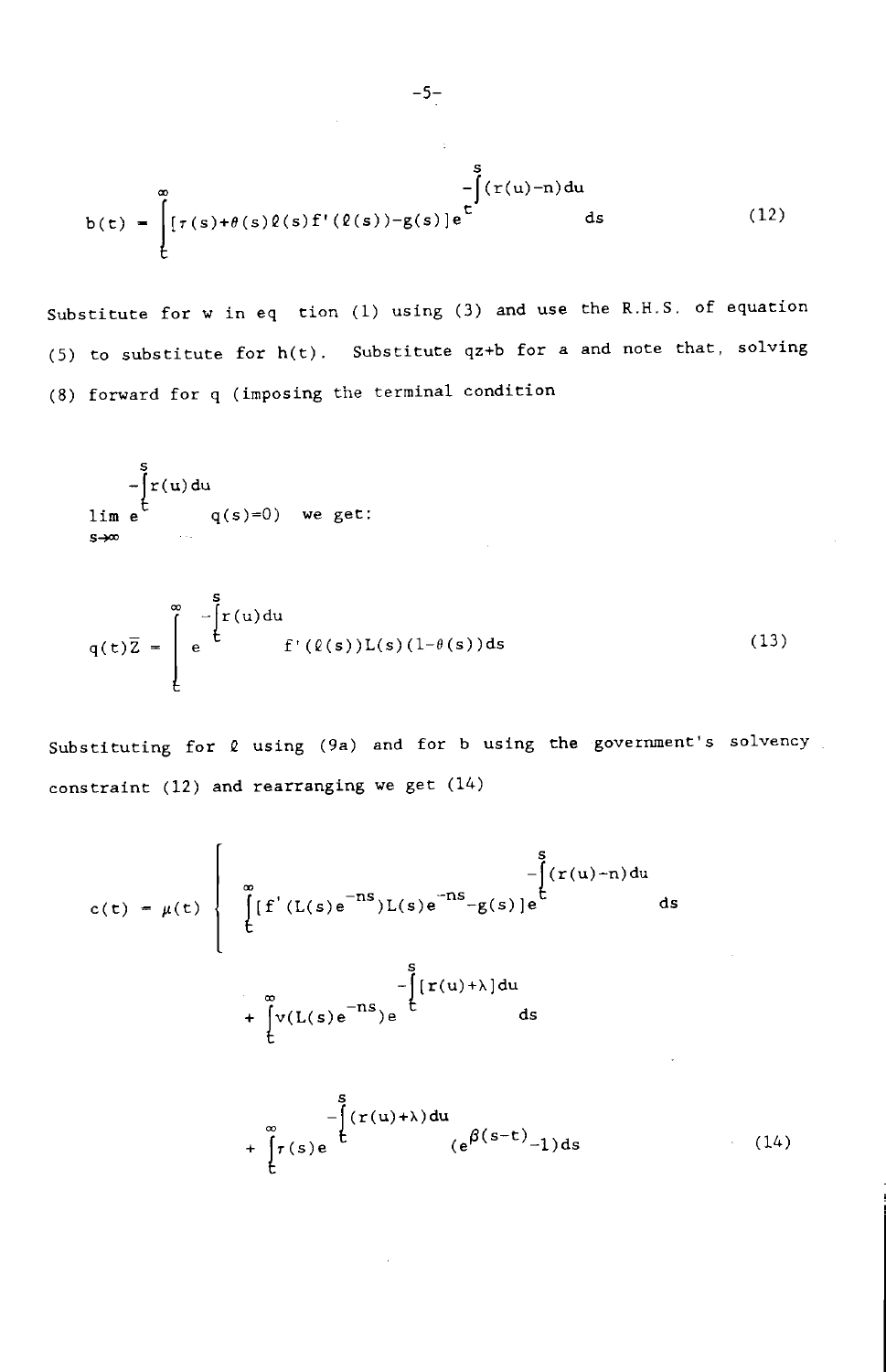$$b(t) = \int_t^{\infty} [\tau(s)+\theta(s)\ell(s)f'(\ell(s))-g(s)] e^{-\int_t^s (r(u)-n)du} ds \tag{12}$$

Substitute for w in eq tion (1) using (3) and use the R.H.S. of equation (5) to substitute for h(t). Substitute qz+b for a and note that, solving (8) forward for q (imposing the terminal condition

$$\lim_{s\to\infty} e^{-\int_t^s r(u)du} q(s)=0) \quad \text{we get:}$$

$$q(t)\bar{Z} = \int_t^{\infty} e^{-\int_t^s r(u)du} f'(\ell(s))L(s)(1-\theta(s))ds \tag{13}$$

Substituting for $\ell$ using (9a) and for b using the government's solvency constraint (12) and rearranging we get (14)

$$c(t) = \mu(t) \left\{ \int_t^{\infty} [f'(L(s)e^{-ns})L(s)e^{-ns}-g(s)] e^{-\int_t^s (r(u)-n)du} ds \right.$$

$$+ \int_t^{\infty} v(L(s)e^{-ns}) e^{-\int_t^s [r(u)+\lambda]du} ds$$

$$+ \int_t^{\infty} \tau(s) e^{-\int_t^s (r(u)+\lambda)du} (e^{\beta(s-t)}-1)ds \tag{14}$$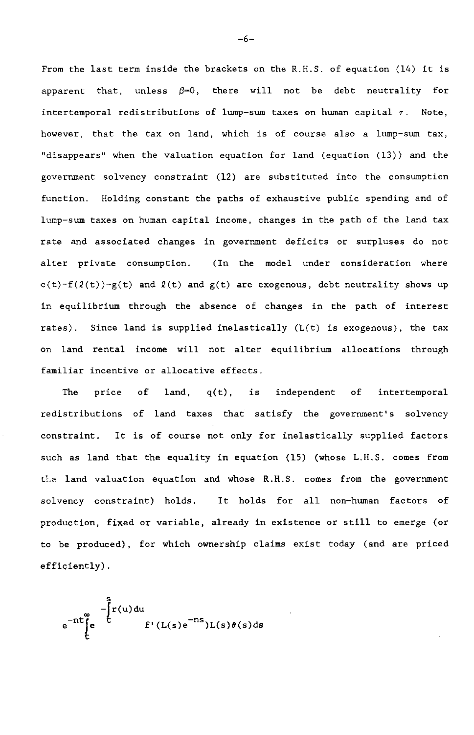From the last term inside the brackets on the R.H.S. of equation (14) it is apparent that, unless $\beta=0$, there will not be debt neutrality for intertemporal redistributions of lump-sum taxes on human capital $\tau$. Note, however, that the tax on land, which is of course also a lump-sum tax, "disappears" when the valuation equation for land (equation (13)) and the government solvency constraint (12) are substituted into the consumption function. Holding constant the paths of exhaustive public spending and of lump-sum taxes on human capital income, changes in the path of the land tax rate and associated changes in government deficits or surpluses do not alter private consumption. (In the model under consideration where $c(t)=f(\ell(t))-g(t)$ and $\ell(t)$ and $g(t)$ are exogenous, debt neutrality shows up in equilibrium through the absence of changes in the path of interest rates). Since land is supplied inelastically ($L(t)$ is exogenous), the tax on land rental income will not alter equilibrium allocations through familiar incentive or allocative effects.

The price of land, $q(t)$, is independent of intertemporal redistributions of land taxes that satisfy the government's solvency constraint. It is of course not only for inelastically supplied factors such as land that the equality in equation (15) (whose L.H.S. comes from the land valuation equation and whose R.H.S. comes from the government solvency constraint) holds. It holds for all non-human factors of production, fixed or variable, already in existence or still to emerge (or to be produced), for which ownership claims exist today (and are priced efficiently).

$$e^{-nt}\int_t^{\infty} e^{-\int_t^s r(u)du} f'(L(s)e^{-ns})L(s)\theta(s)ds$$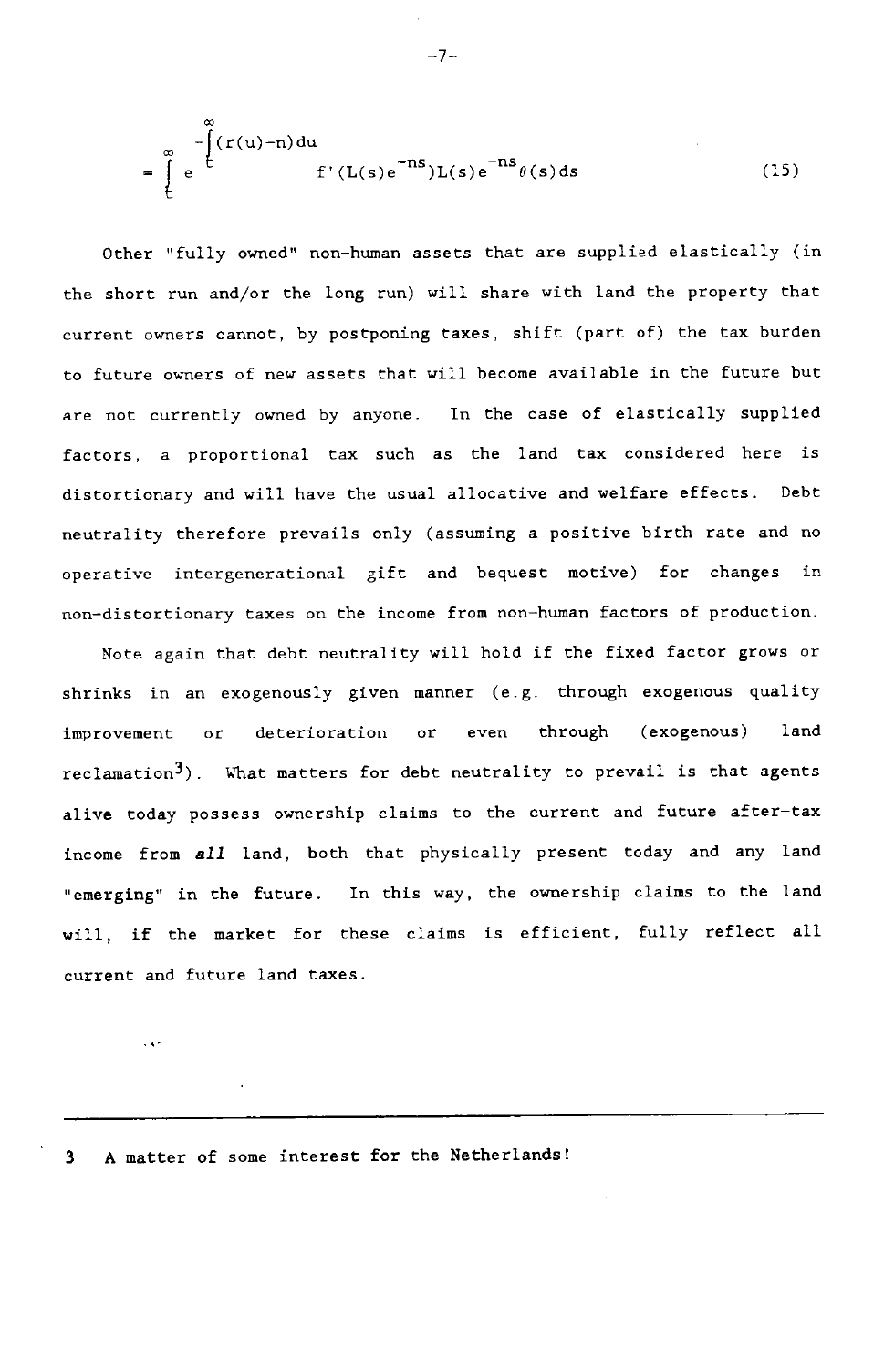$$= \int_t^\infty e^{-\int_t^s (r(u)-n)du} f'(L(s)e^{-ns})L(s)e^{-ns}\theta(s)ds \tag{15}$$

Other "fully owned" non-human assets that are supplied elastically (in the short run and/or the long run) will share with land the property that current owners cannot, by postponing taxes, shift (part of) the tax burden to future owners of new assets that will become available in the future but are not currently owned by anyone. In the case of elastically supplied factors, a proportional tax such as the land tax considered here is distortionary and will have the usual allocative and welfare effects. Debt neutrality therefore prevails only (assuming a positive birth rate and no operative intergenerational gift and bequest motive) for changes in non-distortionary taxes on the income from non-human factors of production.

Note again that debt neutrality will hold if the fixed factor grows or shrinks in an exogenously given manner (e.g. through exogenous quality improvement or deterioration or even through (exogenous) land reclamation[3]). What matters for debt neutrality to prevail is that agents alive today possess ownership claims to the current and future after-tax income from ***all*** land, both that physically present today and any land "emerging" in the future. In this way, the ownership claims to the land will, if the market for these claims is efficient, fully reflect all current and future land taxes.

---

3 A matter of some interest for the Netherlands!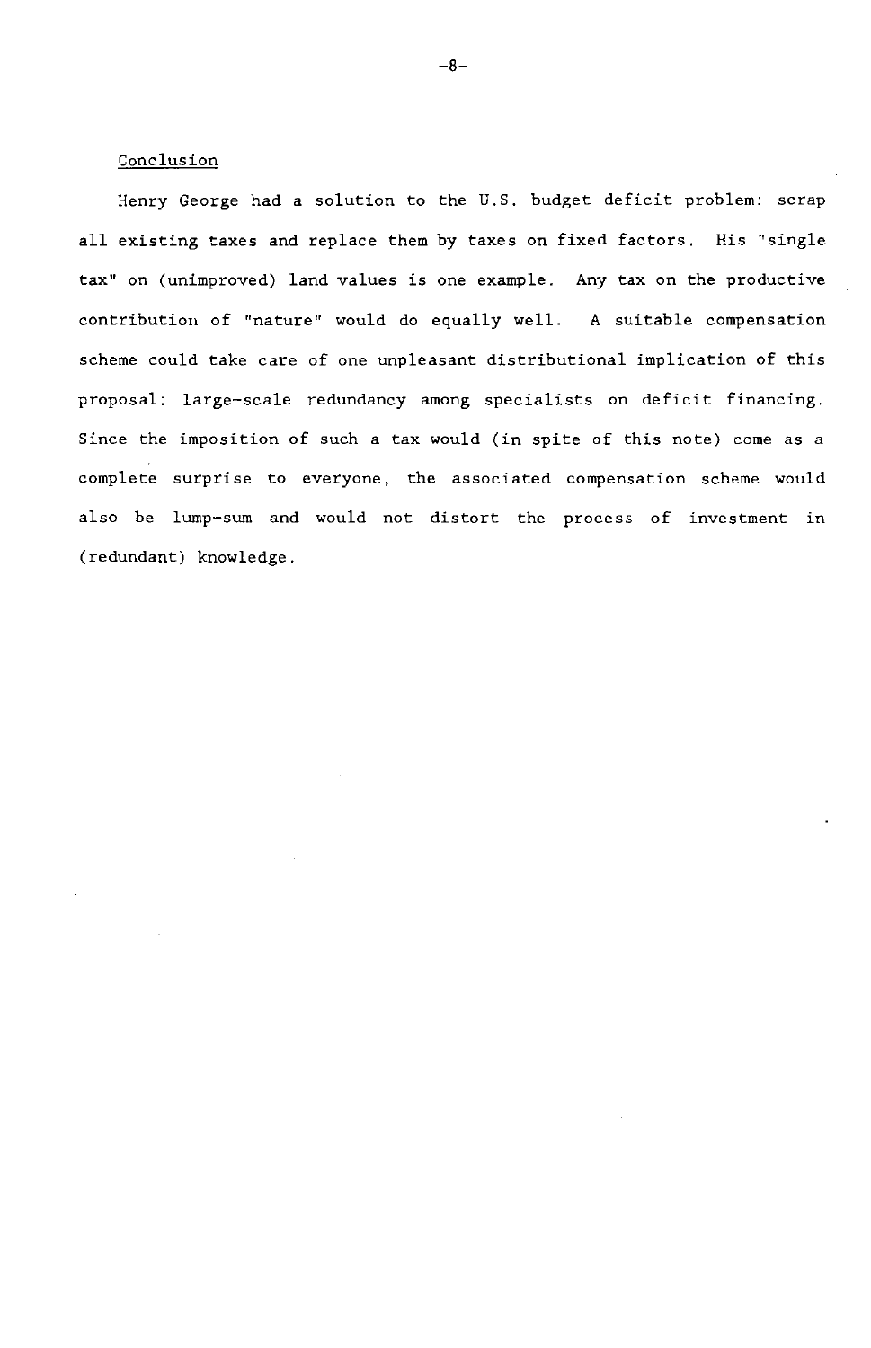## Conclusion

Henry George had a solution to the U.S. budget deficit problem: scrap all existing taxes and replace them by taxes on fixed factors. His "single tax" on (unimproved) land values is one example. Any tax on the productive contribution of "nature" would do equally well. A suitable compensation scheme could take care of one unpleasant distributional implication of this proposal: large-scale redundancy among specialists on deficit financing. Since the imposition of such a tax would (in spite of this note) come as a complete surprise to everyone, the associated compensation scheme would also be lump-sum and would not distort the process of investment in (redundant) knowledge.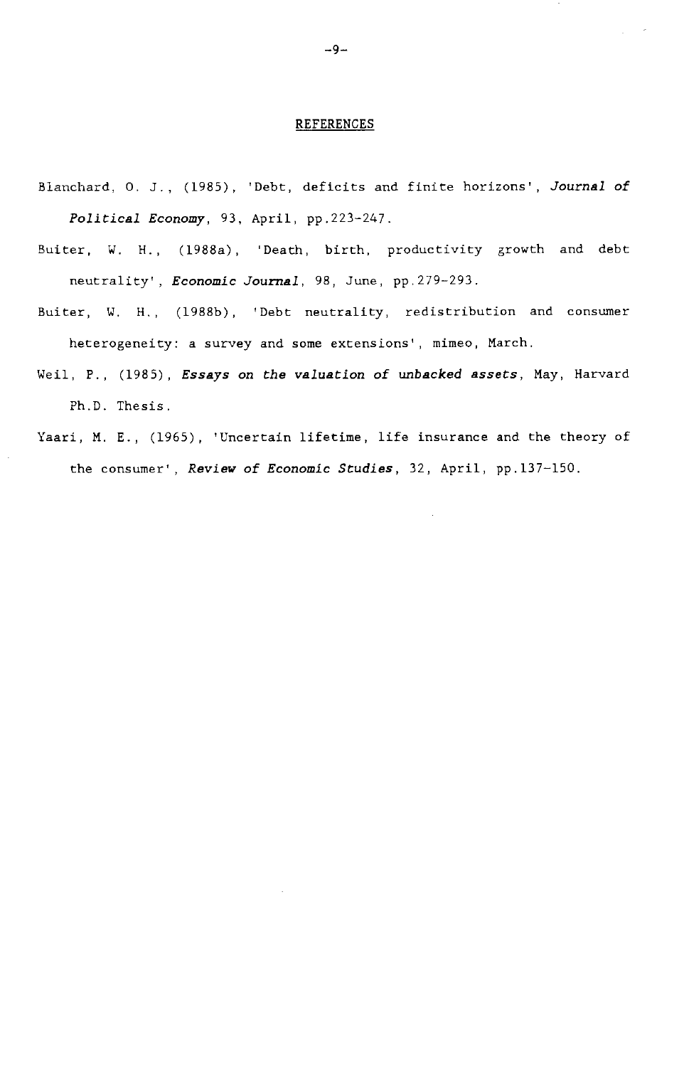## REFERENCES

Blanchard, O. J., (1985), 'Debt, deficits and finite horizons', ***Journal of Political Economy***, 93, April, pp.223-247.

Buiter, W. H., (1988a), 'Death, birth, productivity growth and debt neutrality', ***Economic Journal***, 98, June, pp.279-293.

Buiter, W. H., (1988b), 'Debt neutrality, redistribution and consumer heterogeneity: a survey and some extensions', mimeo, March.

Weil, P., (1985), ***Essays on the valuation of unbacked assets***, May, Harvard Ph.D. Thesis.

Yaari, M. E., (1965), 'Uncertain lifetime, life insurance and the theory of the consumer', ***Review of Economic Studies***, 32, April, pp.137-150.